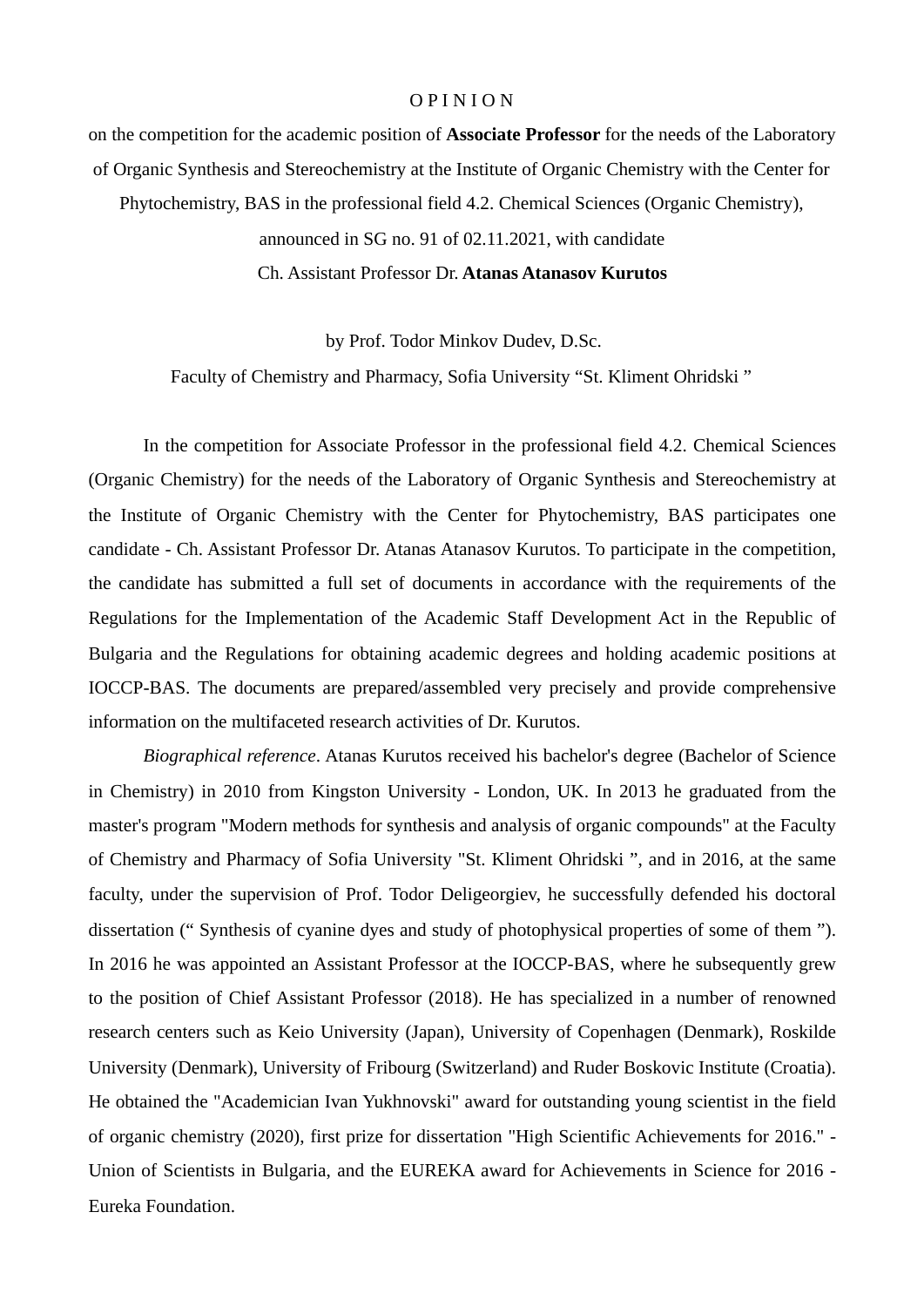# O P I N I O N

on the competition for the academic position of **Associate Professor** for the needs of the Laboratory of Organic Synthesis and Stereochemistry at the Institute of Organic Chemistry with the Center for Phytochemistry, BAS in the professional field 4.2. Chemical Sciences (Organic Chemistry), announced in SG no. 91 of 02.11.2021, with candidate

Ch. Assistant Professor Dr. **Atanas Atanasov Kurutos**

by Prof. Todor Minkov Dudev, D.Sc.

Faculty of Chemistry and Pharmacy, Sofia University "St. Kliment Ohridski "

In the competition for Associate Professor in the professional field 4.2. Chemical Sciences (Organic Chemistry) for the needs of the Laboratory of Organic Synthesis and Stereochemistry at the Institute of Organic Chemistry with the Center for Phytochemistry, BAS participates one candidate - Ch. Assistant Professor Dr. Atanas Atanasov Kurutos. To participate in the competition, the candidate has submitted a full set of documents in accordance with the requirements of the Regulations for the Implementation of the Academic Staff Development Act in the Republic of Bulgaria and the Regulations for obtaining academic degrees and holding academic positions at IOCCP-BAS. The documents are prepared/assembled very precisely and provide comprehensive information on the multifaceted research activities of Dr. Kurutos.

*Biographical reference*. Atanas Kurutos received his bachelor's degree (Bachelor of Science in Chemistry) in 2010 from Kingston University - London, UK. In 2013 he graduated from the master's program "Modern methods for synthesis and analysis of organic compounds" at the Faculty of Chemistry and Pharmacy of Sofia University "St. Kliment Ohridski ", and in 2016, at the same faculty, under the supervision of Prof. Todor Deligeorgiev, he successfully defended his doctoral dissertation (" Synthesis of cyanine dyes and study of photophysical properties of some of them "). In 2016 he was appointed an Assistant Professor at the IOCCP-BAS, where he subsequently grew to the position of Chief Assistant Professor (2018). He has specialized in a number of renowned research centers such as Keio University (Japan), University of Copenhagen (Denmark), Roskilde University (Denmark), University of Fribourg (Switzerland) and Ruder Boskovic Institute (Croatia). He obtained the "Academician Ivan Yukhnovski" award for outstanding young scientist in the field of organic chemistry (2020), first prize for dissertation "High Scientific Achievements for 2016." - Union of Scientists in Bulgaria, and the EUREKA award for Achievements in Science for 2016 - Eureka Foundation.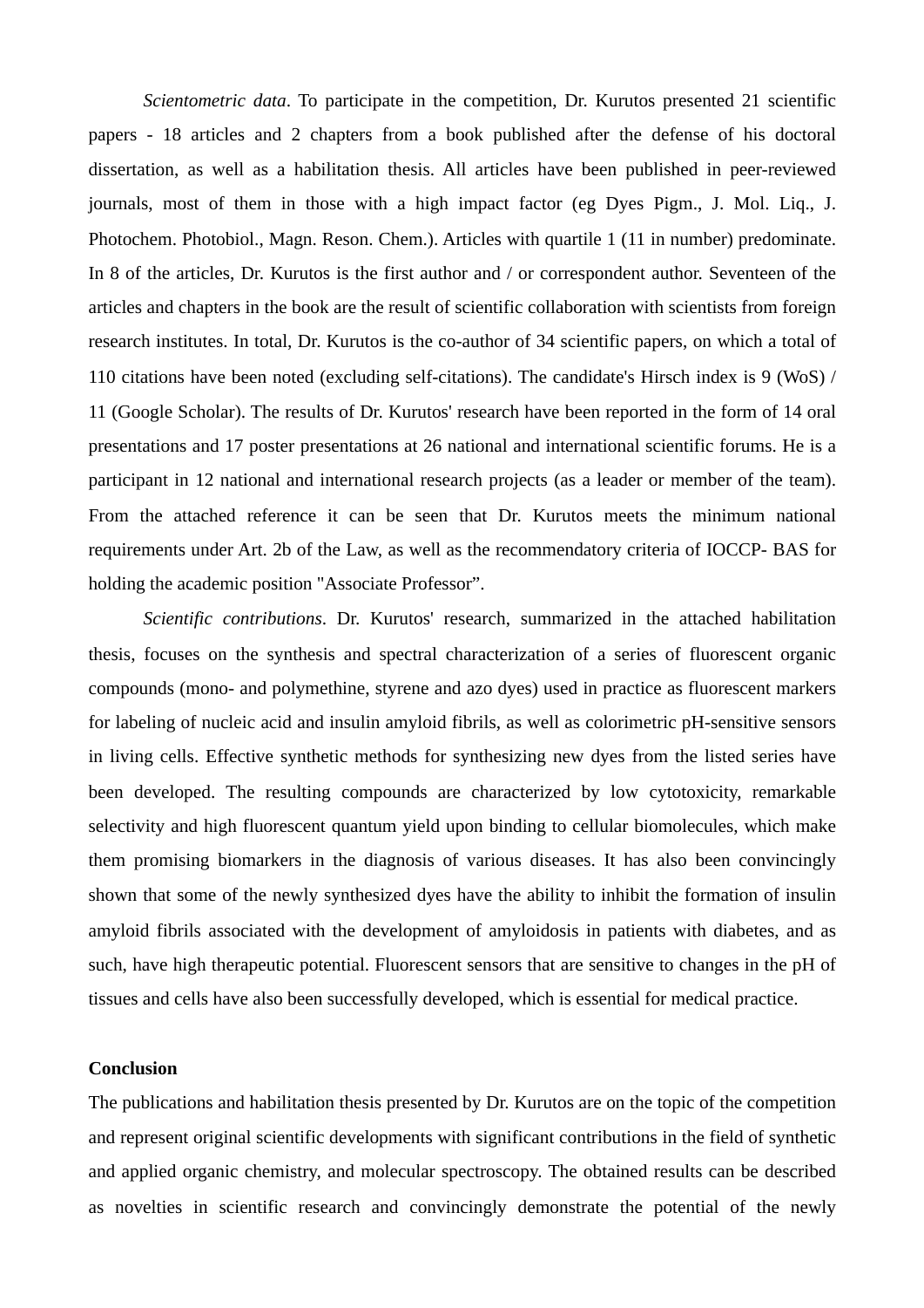*Scientometric data*. To participate in the competition, Dr. Kurutos presented 21 scientific papers - 18 articles and 2 chapters from a book published after the defense of his doctoral dissertation, as well as a habilitation thesis. All articles have been published in peer-reviewed journals, most of them in those with a high impact factor (eg Dyes Pigm., J. Mol. Liq., J. Photochem. Photobiol., Magn. Reson. Chem.). Articles with quartile 1 (11 in number) predominate. In 8 of the articles, Dr. Kurutos is the first author and / or correspondent author. Seventeen of the articles and chapters in the book are the result of scientific collaboration with scientists from foreign research institutes. In total, Dr. Kurutos is the co-author of 34 scientific papers, on which a total of 110 citations have been noted (excluding self-citations). The candidate's Hirsch index is 9 (WoS) / 11 (Google Scholar). The results of Dr. Kurutos' research have been reported in the form of 14 oral presentations and 17 poster presentations at 26 national and international scientific forums. He is a participant in 12 national and international research projects (as a leader or member of the team). From the attached reference it can be seen that Dr. Kurutos meets the minimum national requirements under Art. 2b of the Law, as well as the recommendatory criteria of IOCCP- BAS for holding the academic position "Associate Professor".

*Scientific contributions*. Dr. Kurutos' research, summarized in the attached habilitation thesis, focuses on the synthesis and spectral characterization of a series of fluorescent organic compounds (mono- and polymethine, styrene and azo dyes) used in practice as fluorescent markers for labeling of nucleic acid and insulin amyloid fibrils, as well as colorimetric pH-sensitive sensors in living cells. Effective synthetic methods for synthesizing new dyes from the listed series have been developed. The resulting compounds are characterized by low cytotoxicity, remarkable selectivity and high fluorescent quantum yield upon binding to cellular biomolecules, which make them promising biomarkers in the diagnosis of various diseases. It has also been convincingly shown that some of the newly synthesized dyes have the ability to inhibit the formation of insulin amyloid fibrils associated with the development of amyloidosis in patients with diabetes, and as such, have high therapeutic potential. Fluorescent sensors that are sensitive to changes in the pH of tissues and cells have also been successfully developed, which is essential for medical practice.

**Conclusion**

The publications and habilitation thesis presented by Dr. Kurutos are on the topic of the competition and represent original scientific developments with significant contributions in the field of synthetic and applied organic chemistry, and molecular spectroscopy. The obtained results can be described as novelties in scientific research and convincingly demonstrate the potential of the newly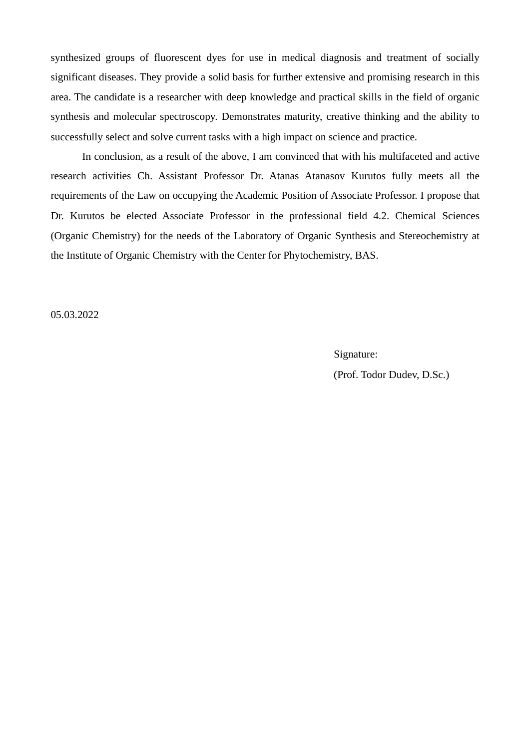synthesized groups of fluorescent dyes for use in medical diagnosis and treatment of socially significant diseases. They provide a solid basis for further extensive and promising research in this area. The candidate is a researcher with deep knowledge and practical skills in the field of organic synthesis and molecular spectroscopy. Demonstrates maturity, creative thinking and the ability to successfully select and solve current tasks with a high impact on science and practice.

In conclusion, as a result of the above, I am convinced that with his multifaceted and active research activities Ch. Assistant Professor Dr. Atanas Atanasov Kurutos fully meets all the requirements of the Law on occupying the Academic Position of Associate Professor. I propose that Dr. Kurutos be elected Associate Professor in the professional field 4.2. Chemical Sciences (Organic Chemistry) for the needs of the Laboratory of Organic Synthesis and Stereochemistry at the Institute of Organic Chemistry with the Center for Phytochemistry, BAS.

05.03.2022

Signature:

(Prof. Todor Dudev, D.Sc.)